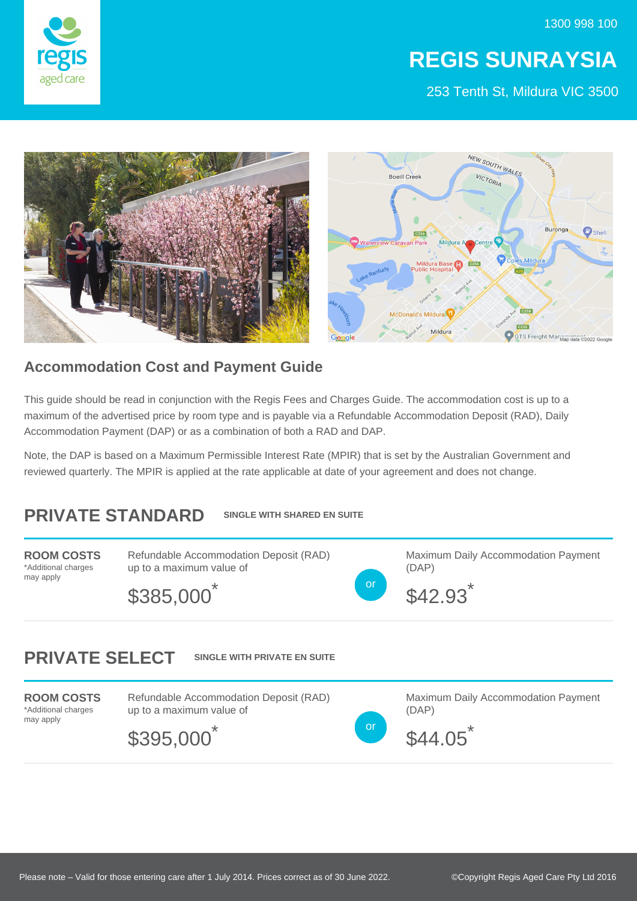1300 998 100

# REGIS SUNRAYSIA

253 Tenth St, Mildura VIC 3500

## Accommodation Cost and Payment Guide

This guide should be read in conjunction with the Regis Fees and Charges Guide. The accommodation cost is up to a maximum of the advertised price by room type and is payable via a Refundable Accommodation Deposit (RAD), Daily Accommodation Payment (DAP) or as a combination of both a RAD and DAP.

Note, the DAP is based on a Maximum Permissible Interest Rate (MPIR) that is set by the Australian Government and reviewed quarterly. The MPIR is applied at the rate applicable at date of your agreement and does not change.

## PRIVATE STANDARD — SINGLE WITH SHARED EN SUITE

| ROOM COSTS *Additional charges may apply | Refundable Accommodation Deposit (RAD) up to a maximum value of | | Maximum Daily Accommodation Payment (DAP) |
|---|---|---|---|
| | $385,000* | or | $42.93* |

## PRIVATE SELECT — SINGLE WITH PRIVATE EN SUITE

| ROOM COSTS *Additional charges may apply | Refundable Accommodation Deposit (RAD) up to a maximum value of | | Maximum Daily Accommodation Payment (DAP) |
|---|---|---|---|
| | $395,000* | or | $44.05* |

Please note – Valid for those entering care after 1 July 2014. Prices correct as of 30 June 2022.

©Copyright Regis Aged Care Pty Ltd 2016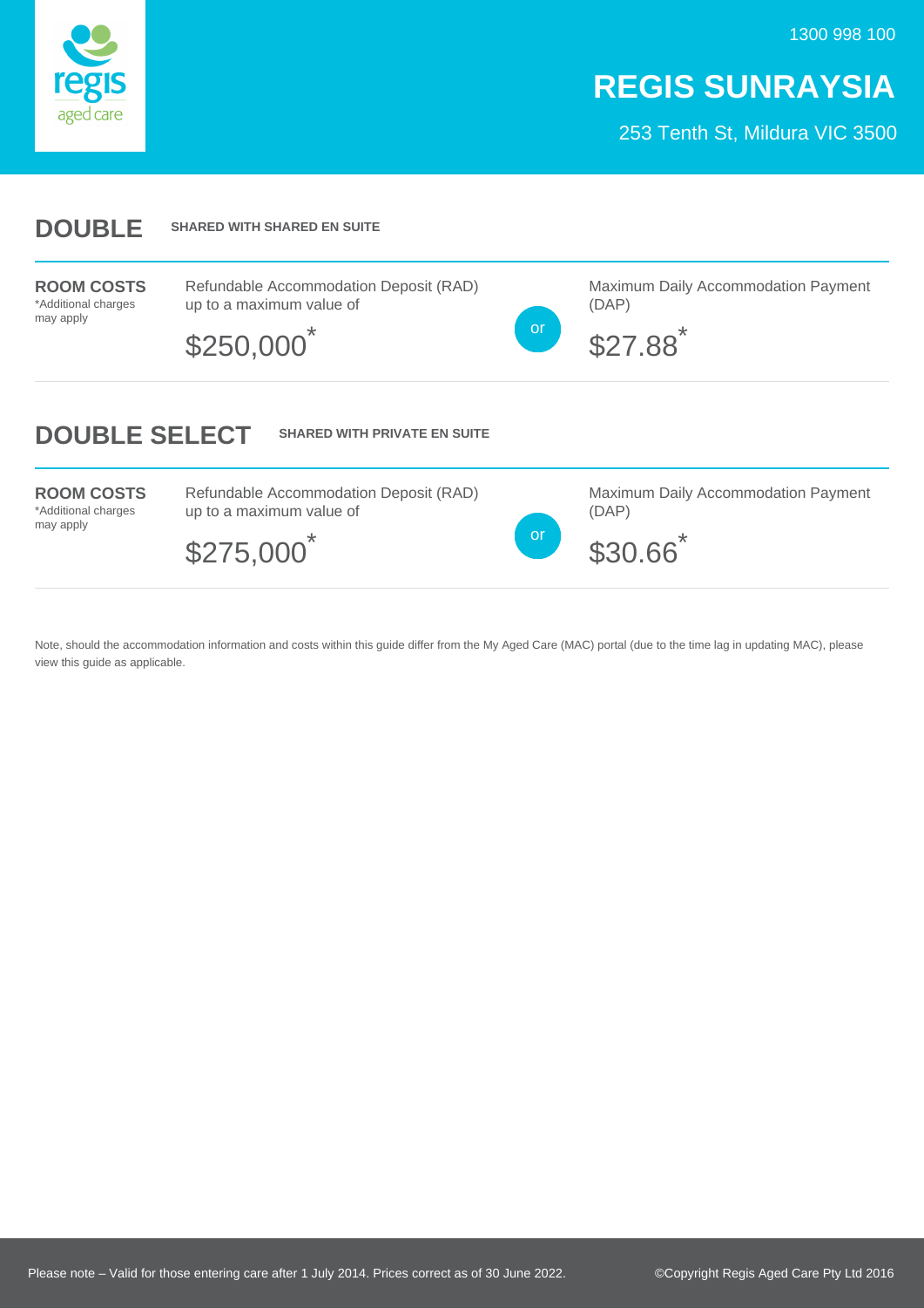1300 998 100

# REGIS SUNRAYSIA

253 Tenth St, Mildura VIC 3500

## DOUBLE

**SHARED WITH SHARED EN SUITE**

**ROOM COSTS**
*Additional charges may apply

Refundable Accommodation Deposit (RAD) up to a maximum value of

$250,000*

or

Maximum Daily Accommodation Payment (DAP)

$27.88*

## DOUBLE SELECT

**SHARED WITH PRIVATE EN SUITE**

**ROOM COSTS**
*Additional charges may apply

Refundable Accommodation Deposit (RAD) up to a maximum value of

$275,000*

or

Maximum Daily Accommodation Payment (DAP)

$30.66*

Note, should the accommodation information and costs within this guide differ from the My Aged Care (MAC) portal (due to the time lag in updating MAC), please view this guide as applicable.

Please note – Valid for those entering care after 1 July 2014. Prices correct as of 30 June 2022.

©Copyright Regis Aged Care Pty Ltd 2016